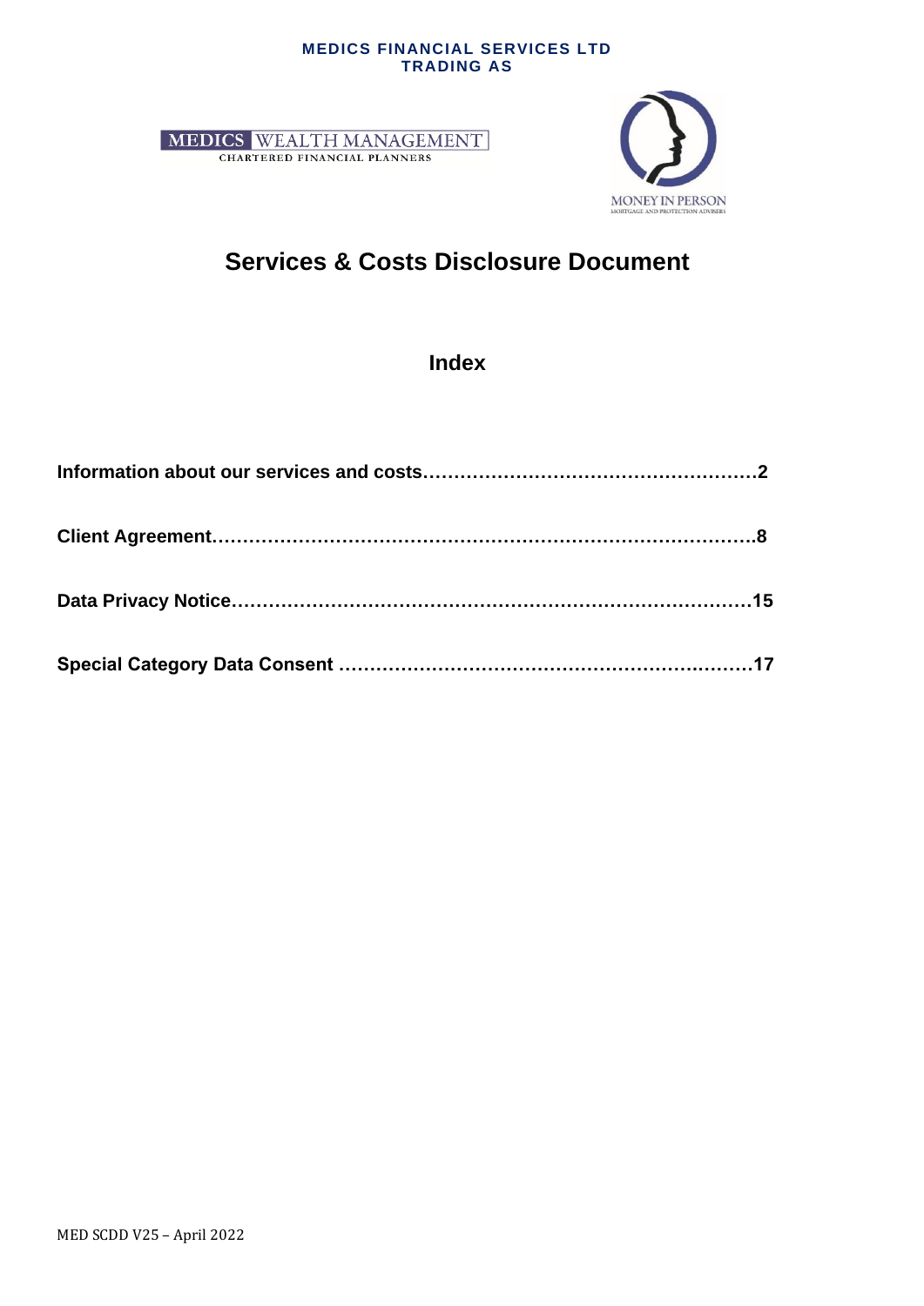**MEDICS FINANCIAL SERVICES LTD**
**TRADING AS**

MEDICS WEALTH MANAGEMENT
CHARTERED FINANCIAL PLANNERS

MONEY IN PERSON
MORTGAGE AND PROTECTION ADVISERS

# Services & Costs Disclosure Document

## Index

**Information about our services and costs……………………………………………2**

**Client Agreement………………………………………………………………………….8**

**Data Privacy Notice……………………………………………………………………….15**

**Special Category Data Consent …………………………………………………………17**

MED SCDD V25 – April 2022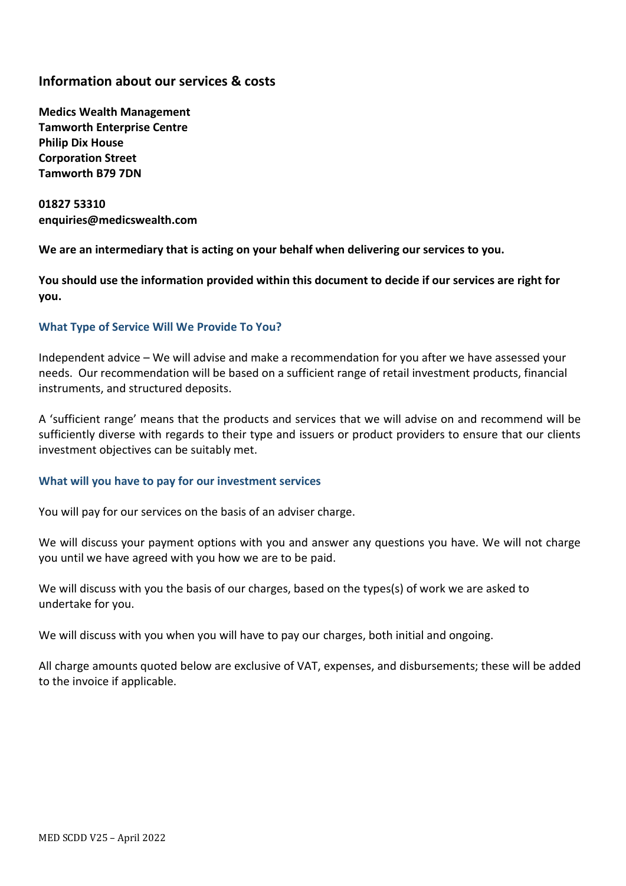## Information about our services & costs

**Medics Wealth Management**
**Tamworth Enterprise Centre**
**Philip Dix House**
**Corporation Street**
**Tamworth B79 7DN**

**01827 53310**
**enquiries@medicswealth.com**

**We are an intermediary that is acting on your behalf when delivering our services to you.**

**You should use the information provided within this document to decide if our services are right for you.**

### What Type of Service Will We Provide To You?

Independent advice – We will advise and make a recommendation for you after we have assessed your needs. Our recommendation will be based on a sufficient range of retail investment products, financial instruments, and structured deposits.

A 'sufficient range' means that the products and services that we will advise on and recommend will be sufficiently diverse with regards to their type and issuers or product providers to ensure that our clients investment objectives can be suitably met.

### What will you have to pay for our investment services

You will pay for our services on the basis of an adviser charge.

We will discuss your payment options with you and answer any questions you have. We will not charge you until we have agreed with you how we are to be paid.

We will discuss with you the basis of our charges, based on the types(s) of work we are asked to undertake for you.

We will discuss with you when you will have to pay our charges, both initial and ongoing.

All charge amounts quoted below are exclusive of VAT, expenses, and disbursements; these will be added to the invoice if applicable.

MED SCDD V25 – April 2022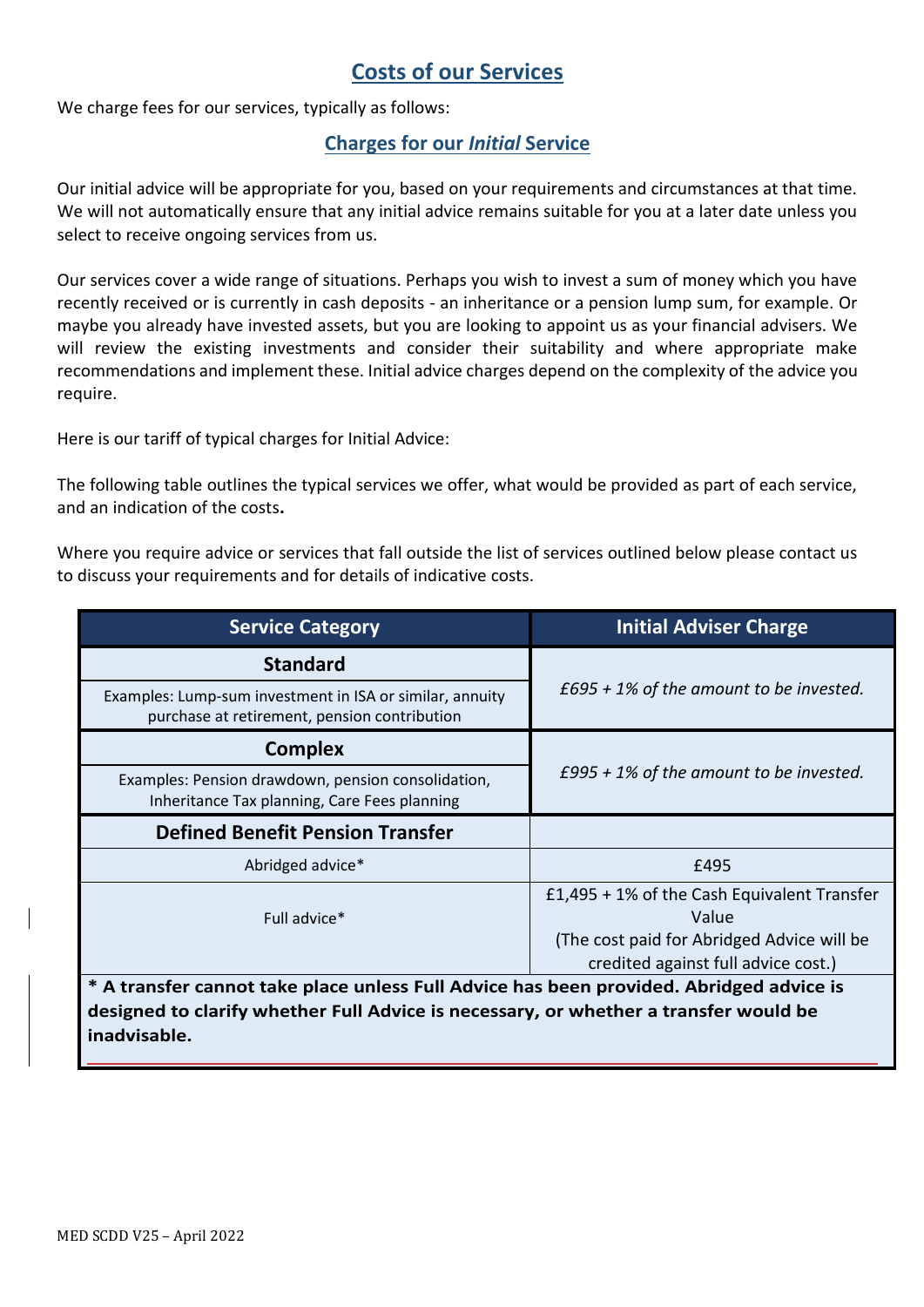## Costs of our Services

We charge fees for our services, typically as follows:

### Charges for our *Initial* Service

Our initial advice will be appropriate for you, based on your requirements and circumstances at that time. We will not automatically ensure that any initial advice remains suitable for you at a later date unless you select to receive ongoing services from us.

Our services cover a wide range of situations. Perhaps you wish to invest a sum of money which you have recently received or is currently in cash deposits - an inheritance or a pension lump sum, for example. Or maybe you already have invested assets, but you are looking to appoint us as your financial advisers. We will review the existing investments and consider their suitability and where appropriate make recommendations and implement these. Initial advice charges depend on the complexity of the advice you require.

Here is our tariff of typical charges for Initial Advice:

The following table outlines the typical services we offer, what would be provided as part of each service, and an indication of the costs**.**

Where you require advice or services that fall outside the list of services outlined below please contact us to discuss your requirements and for details of indicative costs.

| Service Category | Initial Adviser Charge |
|---|---|
| **Standard**<br>Examples: Lump-sum investment in ISA or similar, annuity purchase at retirement, pension contribution | *£695 + 1% of the amount to be invested.* |
| **Complex**<br>Examples: Pension drawdown, pension consolidation, Inheritance Tax planning, Care Fees planning | *£995 + 1% of the amount to be invested.* |
| **Defined Benefit Pension Transfer** | |
| Abridged advice* | £495 |
| Full advice* | £1,495 + 1% of the Cash Equivalent Transfer Value<br>(The cost paid for Abridged Advice will be credited against full advice cost.) |

**\* A transfer cannot take place unless Full Advice has been provided. Abridged advice is designed to clarify whether Full Advice is necessary, or whether a transfer would be inadvisable.**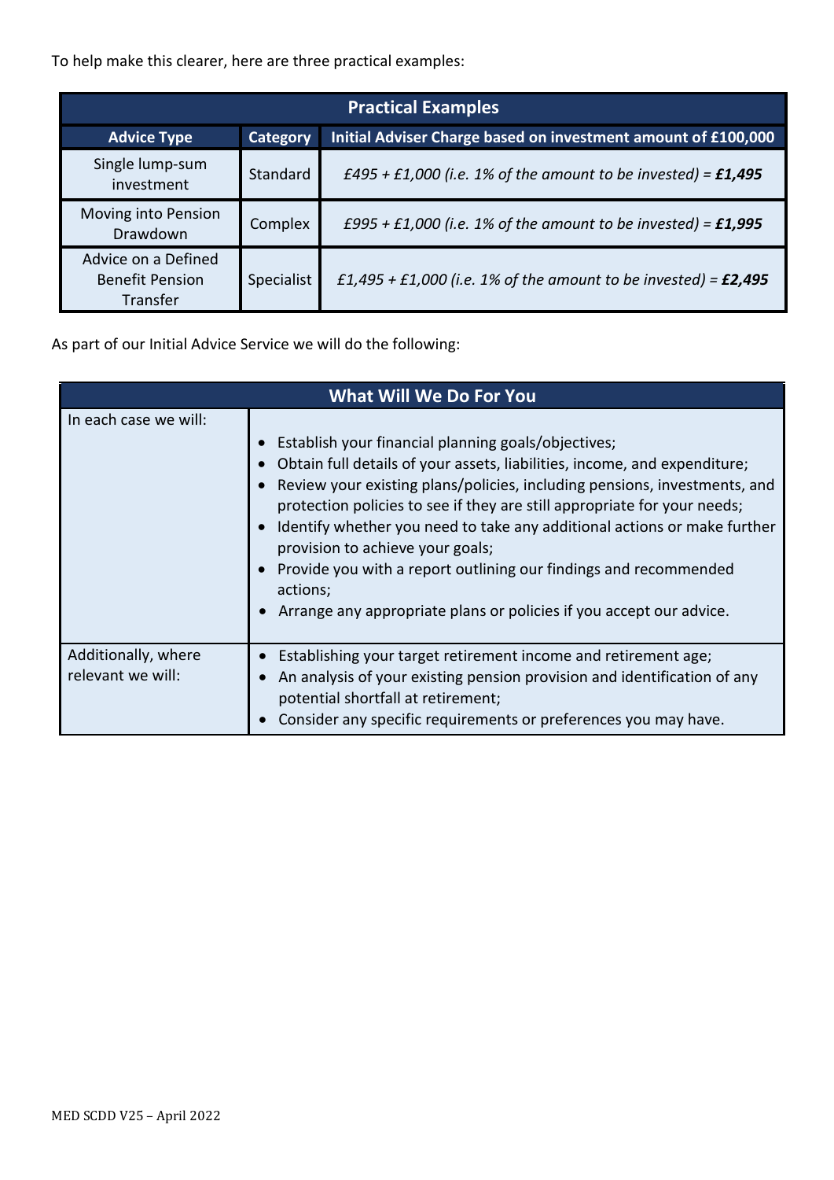To help make this clearer, here are three practical examples:

| Practical Examples | | |
|---|---|---|
| **Advice Type** | **Category** | **Initial Adviser Charge based on investment amount of £100,000** |
| Single lump-sum investment | Standard | *£495 + £1,000 (i.e. 1% of the amount to be invested) =* ***£1,495*** |
| Moving into Pension Drawdown | Complex | *£995 + £1,000 (i.e. 1% of the amount to be invested) =* ***£1,995*** |
| Advice on a Defined Benefit Pension Transfer | Specialist | *£1,495 + £1,000 (i.e. 1% of the amount to be invested) =* ***£2,495*** |

As part of our Initial Advice Service we will do the following:

| What Will We Do For You | |
|---|---|
| In each case we will: | • Establish your financial planning goals/objectives;<br>• Obtain full details of your assets, liabilities, income, and expenditure;<br>• Review your existing plans/policies, including pensions, investments, and protection policies to see if they are still appropriate for your needs;<br>• Identify whether you need to take any additional actions or make further provision to achieve your goals;<br>• Provide you with a report outlining our findings and recommended actions;<br>• Arrange any appropriate plans or policies if you accept our advice. |
| Additionally, where relevant we will: | • Establishing your target retirement income and retirement age;<br>• An analysis of your existing pension provision and identification of any potential shortfall at retirement;<br>• Consider any specific requirements or preferences you may have. |

MED SCDD V25 – April 2022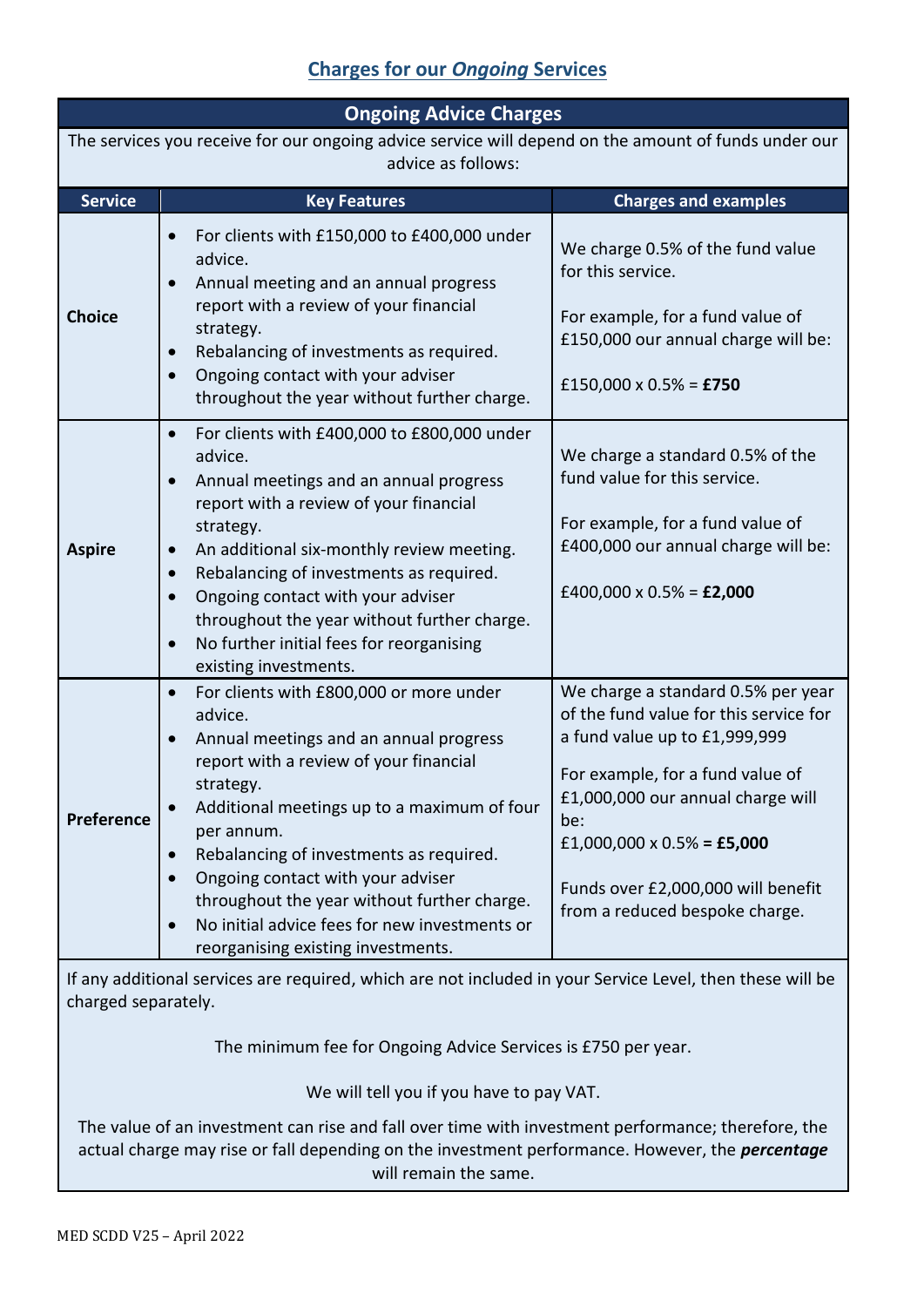## Charges for our *Ongoing* Services

| Ongoing Advice Charges | | |
|---|---|---|
| The services you receive for our ongoing advice service will depend on the amount of funds under our advice as follows: | | |
| **Service** | **Key Features** | **Charges and examples** |
| **Choice** | • For clients with £150,000 to £400,000 under advice.<br>• Annual meeting and an annual progress report with a review of your financial strategy.<br>• Rebalancing of investments as required.<br>• Ongoing contact with your adviser throughout the year without further charge. | We charge 0.5% of the fund value for this service.<br><br>For example, for a fund value of £150,000 our annual charge will be:<br><br>£150,000 x 0.5% = **£750** |
| **Aspire** | • For clients with £400,000 to £800,000 under advice.<br>• Annual meetings and an annual progress report with a review of your financial strategy.<br>• An additional six-monthly review meeting.<br>• Rebalancing of investments as required.<br>• Ongoing contact with your adviser throughout the year without further charge.<br>• No further initial fees for reorganising existing investments. | We charge a standard 0.5% of the fund value for this service.<br><br>For example, for a fund value of £400,000 our annual charge will be:<br><br>£400,000 x 0.5% = **£2,000** |
| **Preference** | • For clients with £800,000 or more under advice.<br>• Annual meetings and an annual progress report with a review of your financial strategy.<br>• Additional meetings up to a maximum of four per annum.<br>• Rebalancing of investments as required.<br>• Ongoing contact with your adviser throughout the year without further charge.<br>• No initial advice fees for new investments or reorganising existing investments. | We charge a standard 0.5% per year of the fund value for this service for a fund value up to £1,999,999<br><br>For example, for a fund value of £1,000,000 our annual charge will be:<br>£1,000,000 x 0.5% **= £5,000**<br><br>Funds over £2,000,000 will benefit from a reduced bespoke charge. |

If any additional services are required, which are not included in your Service Level, then these will be charged separately.

The minimum fee for Ongoing Advice Services is £750 per year.

We will tell you if you have to pay VAT.

The value of an investment can rise and fall over time with investment performance; therefore, the actual charge may rise or fall depending on the investment performance. However, the ***percentage*** will remain the same.

MED SCDD V25 – April 2022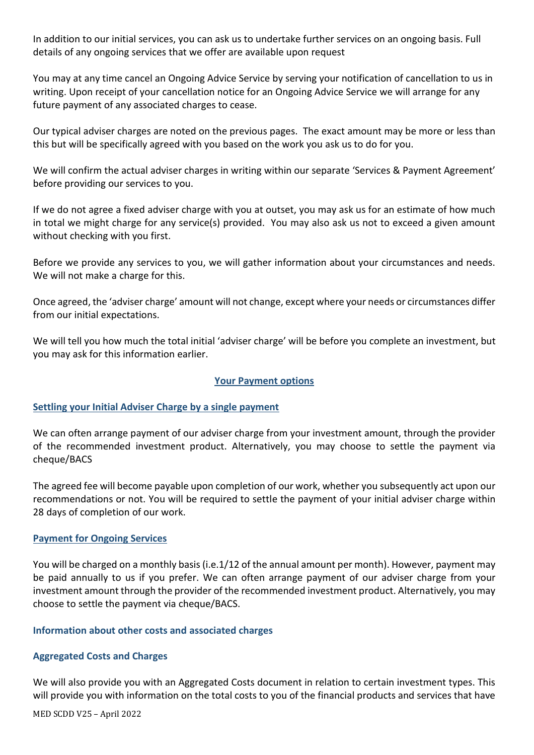In addition to our initial services, you can ask us to undertake further services on an ongoing basis. Full details of any ongoing services that we offer are available upon request

You may at any time cancel an Ongoing Advice Service by serving your notification of cancellation to us in writing. Upon receipt of your cancellation notice for an Ongoing Advice Service we will arrange for any future payment of any associated charges to cease.

Our typical adviser charges are noted on the previous pages. The exact amount may be more or less than this but will be specifically agreed with you based on the work you ask us to do for you.

We will confirm the actual adviser charges in writing within our separate 'Services & Payment Agreement' before providing our services to you.

If we do not agree a fixed adviser charge with you at outset, you may ask us for an estimate of how much in total we might charge for any service(s) provided. You may also ask us not to exceed a given amount without checking with you first.

Before we provide any services to you, we will gather information about your circumstances and needs. We will not make a charge for this.

Once agreed, the 'adviser charge' amount will not change, except where your needs or circumstances differ from our initial expectations.

We will tell you how much the total initial 'adviser charge' will be before you complete an investment, but you may ask for this information earlier.

## Your Payment options

### Settling your Initial Adviser Charge by a single payment

We can often arrange payment of our adviser charge from your investment amount, through the provider of the recommended investment product. Alternatively, you may choose to settle the payment via cheque/BACS

The agreed fee will become payable upon completion of our work, whether you subsequently act upon our recommendations or not. You will be required to settle the payment of your initial adviser charge within 28 days of completion of our work.

### Payment for Ongoing Services

You will be charged on a monthly basis (i.e.1/12 of the annual amount per month). However, payment may be paid annually to us if you prefer. We can often arrange payment of our adviser charge from your investment amount through the provider of the recommended investment product. Alternatively, you may choose to settle the payment via cheque/BACS.

### Information about other costs and associated charges

### Aggregated Costs and Charges

We will also provide you with an Aggregated Costs document in relation to certain investment types. This will provide you with information on the total costs to you of the financial products and services that have

MED SCDD V25 – April 2022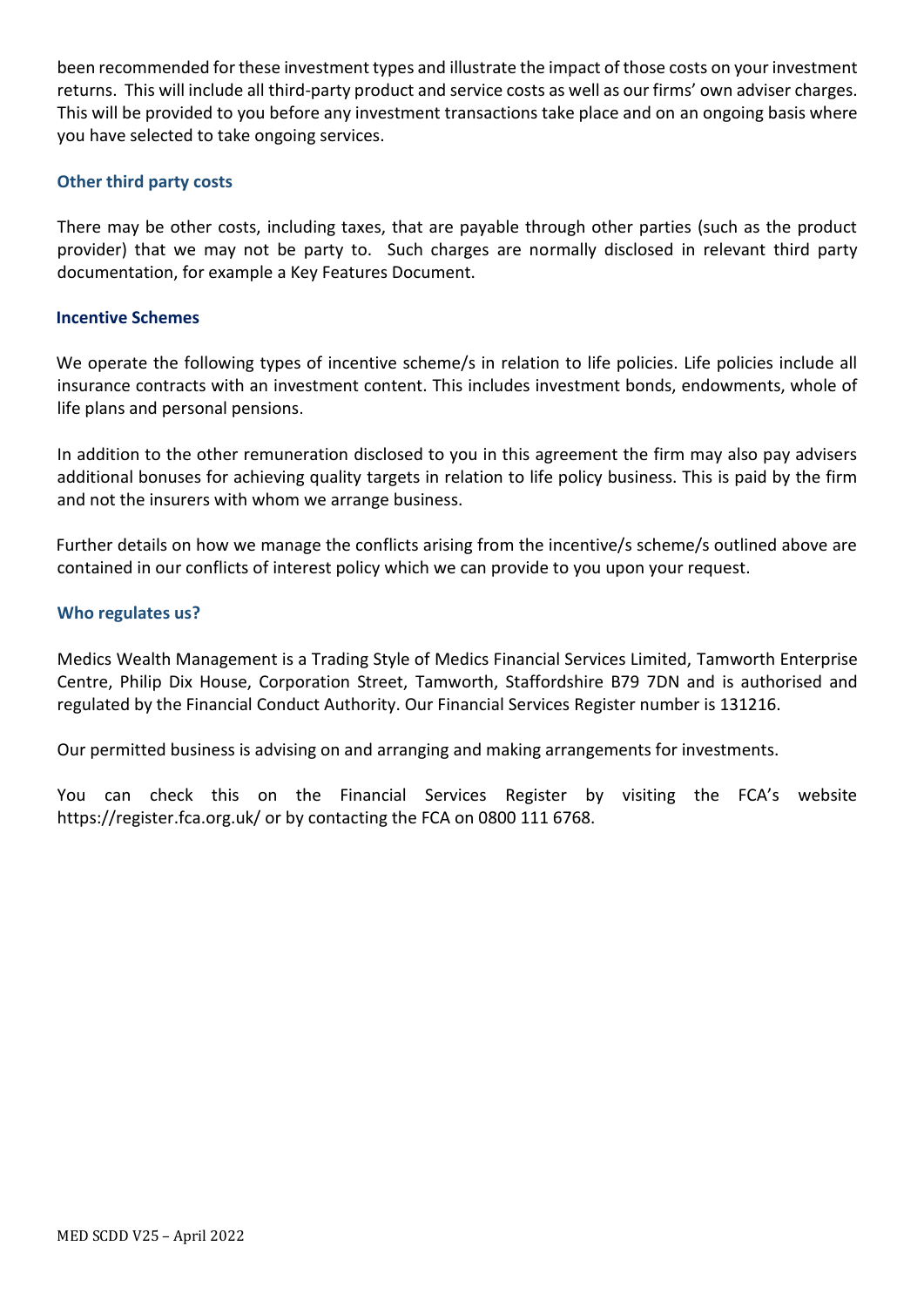been recommended for these investment types and illustrate the impact of those costs on your investment returns. This will include all third-party product and service costs as well as our firms' own adviser charges. This will be provided to you before any investment transactions take place and on an ongoing basis where you have selected to take ongoing services.

### Other third party costs

There may be other costs, including taxes, that are payable through other parties (such as the product provider) that we may not be party to. Such charges are normally disclosed in relevant third party documentation, for example a Key Features Document.

### Incentive Schemes

We operate the following types of incentive scheme/s in relation to life policies. Life policies include all insurance contracts with an investment content. This includes investment bonds, endowments, whole of life plans and personal pensions.

In addition to the other remuneration disclosed to you in this agreement the firm may also pay advisers additional bonuses for achieving quality targets in relation to life policy business. This is paid by the firm and not the insurers with whom we arrange business.

Further details on how we manage the conflicts arising from the incentive/s scheme/s outlined above are contained in our conflicts of interest policy which we can provide to you upon your request.

### Who regulates us?

Medics Wealth Management is a Trading Style of Medics Financial Services Limited, Tamworth Enterprise Centre, Philip Dix House, Corporation Street, Tamworth, Staffordshire B79 7DN and is authorised and regulated by the Financial Conduct Authority. Our Financial Services Register number is 131216.

Our permitted business is advising on and arranging and making arrangements for investments.

You can check this on the Financial Services Register by visiting the FCA's website https://register.fca.org.uk/ or by contacting the FCA on 0800 111 6768.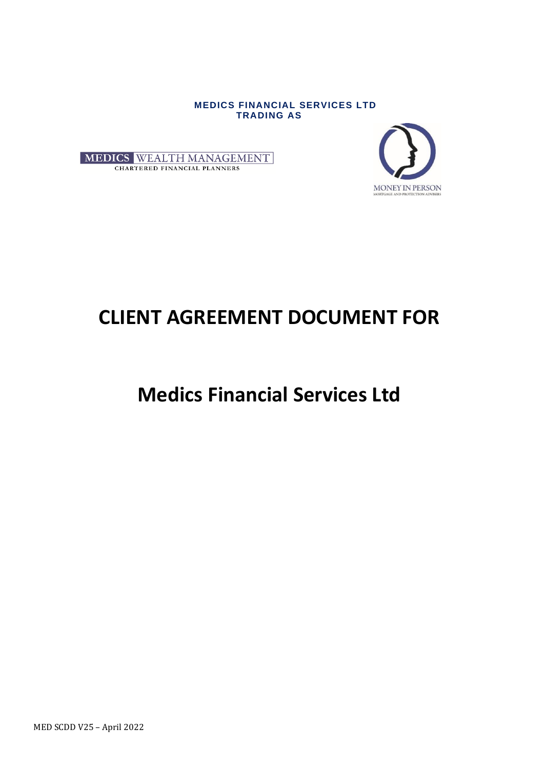**MEDICS FINANCIAL SERVICES LTD**
**TRADING AS**

MEDICS WEALTH MANAGEMENT
CHARTERED FINANCIAL PLANNERS

MONEY IN PERSON
MORTGAGE AND PROTECTION ADVISERS

# CLIENT AGREEMENT DOCUMENT FOR

# Medics Financial Services Ltd

MED SCDD V25 – April 2022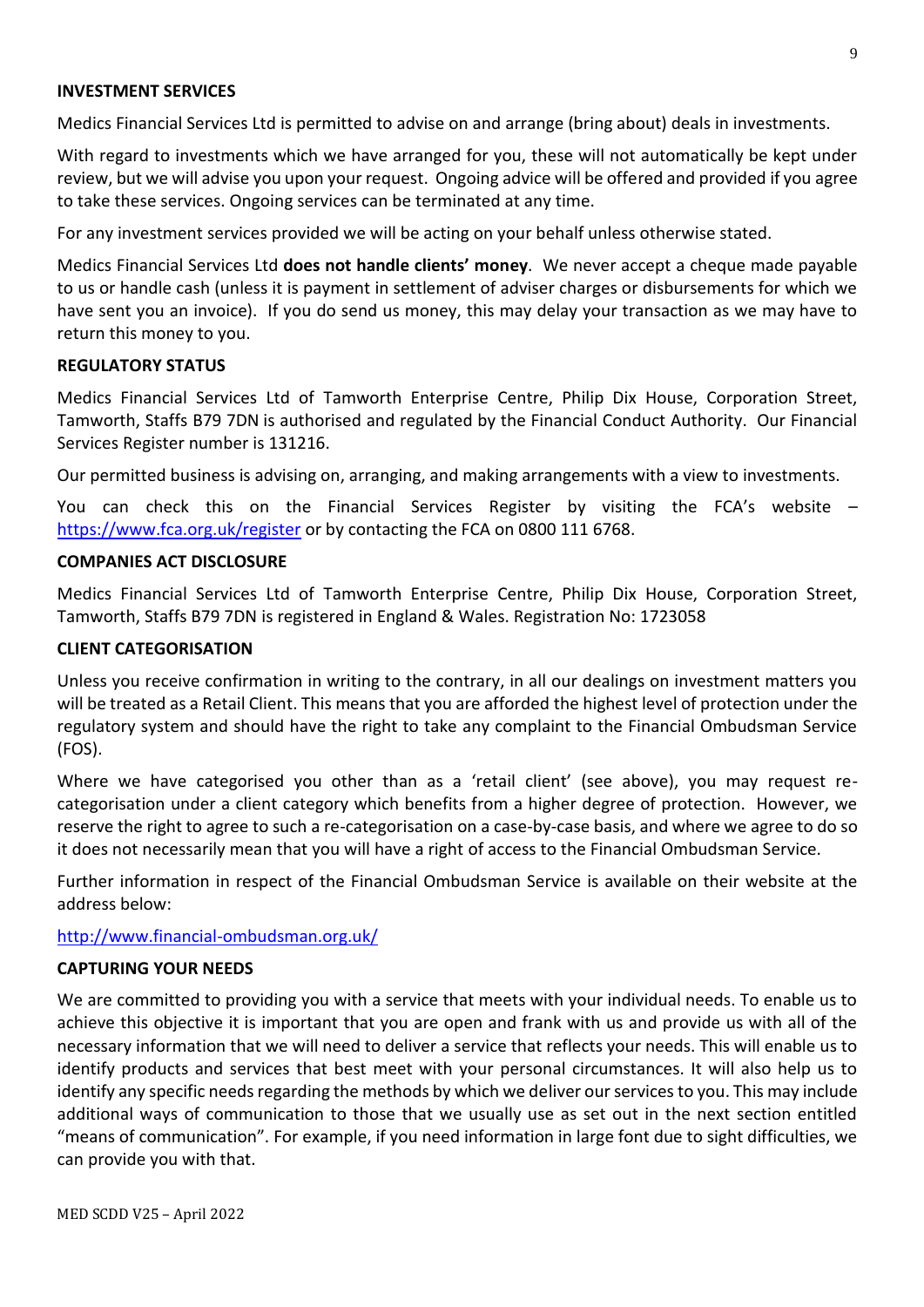## INVESTMENT SERVICES

Medics Financial Services Ltd is permitted to advise on and arrange (bring about) deals in investments.

With regard to investments which we have arranged for you, these will not automatically be kept under review, but we will advise you upon your request. Ongoing advice will be offered and provided if you agree to take these services. Ongoing services can be terminated at any time.

For any investment services provided we will be acting on your behalf unless otherwise stated.

Medics Financial Services Ltd **does not handle clients' money**. We never accept a cheque made payable to us or handle cash (unless it is payment in settlement of adviser charges or disbursements for which we have sent you an invoice). If you do send us money, this may delay your transaction as we may have to return this money to you.

## REGULATORY STATUS

Medics Financial Services Ltd of Tamworth Enterprise Centre, Philip Dix House, Corporation Street, Tamworth, Staffs B79 7DN is authorised and regulated by the Financial Conduct Authority. Our Financial Services Register number is 131216.

Our permitted business is advising on, arranging, and making arrangements with a view to investments.

You can check this on the Financial Services Register by visiting the FCA's website – https://www.fca.org.uk/register or by contacting the FCA on 0800 111 6768.

## COMPANIES ACT DISCLOSURE

Medics Financial Services Ltd of Tamworth Enterprise Centre, Philip Dix House, Corporation Street, Tamworth, Staffs B79 7DN is registered in England & Wales. Registration No: 1723058

## CLIENT CATEGORISATION

Unless you receive confirmation in writing to the contrary, in all our dealings on investment matters you will be treated as a Retail Client. This means that you are afforded the highest level of protection under the regulatory system and should have the right to take any complaint to the Financial Ombudsman Service (FOS).

Where we have categorised you other than as a 'retail client' (see above), you may request re-categorisation under a client category which benefits from a higher degree of protection. However, we reserve the right to agree to such a re-categorisation on a case-by-case basis, and where we agree to do so it does not necessarily mean that you will have a right of access to the Financial Ombudsman Service.

Further information in respect of the Financial Ombudsman Service is available on their website at the address below:

http://www.financial-ombudsman.org.uk/

## CAPTURING YOUR NEEDS

We are committed to providing you with a service that meets with your individual needs. To enable us to achieve this objective it is important that you are open and frank with us and provide us with all of the necessary information that we will need to deliver a service that reflects your needs. This will enable us to identify products and services that best meet with your personal circumstances. It will also help us to identify any specific needs regarding the methods by which we deliver our services to you. This may include additional ways of communication to those that we usually use as set out in the next section entitled "means of communication". For example, if you need information in large font due to sight difficulties, we can provide you with that.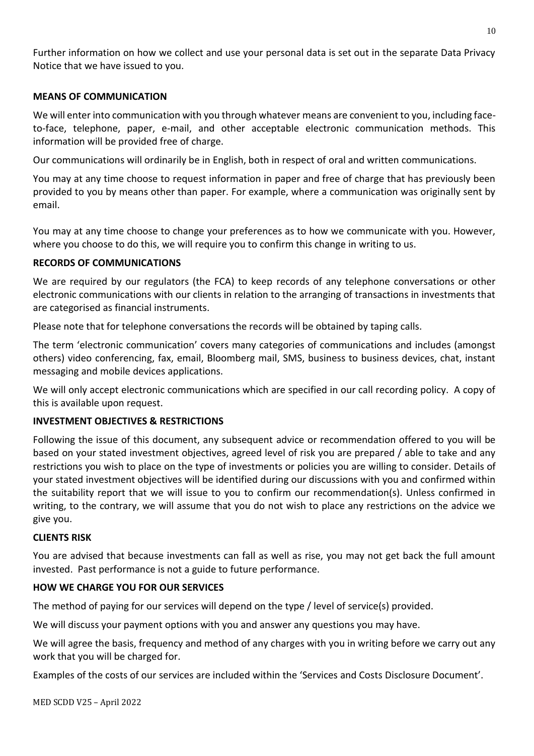Further information on how we collect and use your personal data is set out in the separate Data Privacy Notice that we have issued to you.

## MEANS OF COMMUNICATION

We will enter into communication with you through whatever means are convenient to you, including face-to-face, telephone, paper, e-mail, and other acceptable electronic communication methods. This information will be provided free of charge.

Our communications will ordinarily be in English, both in respect of oral and written communications.

You may at any time choose to request information in paper and free of charge that has previously been provided to you by means other than paper. For example, where a communication was originally sent by email.

You may at any time choose to change your preferences as to how we communicate with you. However, where you choose to do this, we will require you to confirm this change in writing to us.

## RECORDS OF COMMUNICATIONS

We are required by our regulators (the FCA) to keep records of any telephone conversations or other electronic communications with our clients in relation to the arranging of transactions in investments that are categorised as financial instruments.

Please note that for telephone conversations the records will be obtained by taping calls.

The term 'electronic communication' covers many categories of communications and includes (amongst others) video conferencing, fax, email, Bloomberg mail, SMS, business to business devices, chat, instant messaging and mobile devices applications.

We will only accept electronic communications which are specified in our call recording policy. A copy of this is available upon request.

## INVESTMENT OBJECTIVES & RESTRICTIONS

Following the issue of this document, any subsequent advice or recommendation offered to you will be based on your stated investment objectives, agreed level of risk you are prepared / able to take and any restrictions you wish to place on the type of investments or policies you are willing to consider. Details of your stated investment objectives will be identified during our discussions with you and confirmed within the suitability report that we will issue to you to confirm our recommendation(s). Unless confirmed in writing, to the contrary, we will assume that you do not wish to place any restrictions on the advice we give you.

## CLIENTS RISK

You are advised that because investments can fall as well as rise, you may not get back the full amount invested. Past performance is not a guide to future performance.

## HOW WE CHARGE YOU FOR OUR SERVICES

The method of paying for our services will depend on the type / level of service(s) provided.

We will discuss your payment options with you and answer any questions you may have.

We will agree the basis, frequency and method of any charges with you in writing before we carry out any work that you will be charged for.

Examples of the costs of our services are included within the 'Services and Costs Disclosure Document'.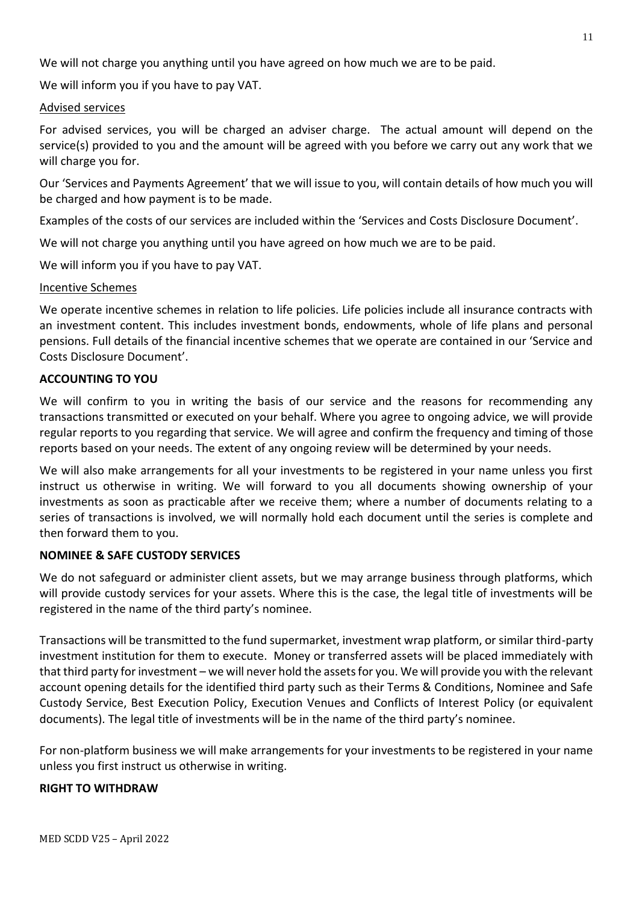We will not charge you anything until you have agreed on how much we are to be paid.

We will inform you if you have to pay VAT.

Advised services

For advised services, you will be charged an adviser charge. The actual amount will depend on the service(s) provided to you and the amount will be agreed with you before we carry out any work that we will charge you for.

Our 'Services and Payments Agreement' that we will issue to you, will contain details of how much you will be charged and how payment is to be made.

Examples of the costs of our services are included within the 'Services and Costs Disclosure Document'.

We will not charge you anything until you have agreed on how much we are to be paid.

We will inform you if you have to pay VAT.

Incentive Schemes

We operate incentive schemes in relation to life policies. Life policies include all insurance contracts with an investment content. This includes investment bonds, endowments, whole of life plans and personal pensions. Full details of the financial incentive schemes that we operate are contained in our 'Service and Costs Disclosure Document'.

**ACCOUNTING TO YOU**

We will confirm to you in writing the basis of our service and the reasons for recommending any transactions transmitted or executed on your behalf. Where you agree to ongoing advice, we will provide regular reports to you regarding that service. We will agree and confirm the frequency and timing of those reports based on your needs. The extent of any ongoing review will be determined by your needs.

We will also make arrangements for all your investments to be registered in your name unless you first instruct us otherwise in writing. We will forward to you all documents showing ownership of your investments as soon as practicable after we receive them; where a number of documents relating to a series of transactions is involved, we will normally hold each document until the series is complete and then forward them to you.

**NOMINEE & SAFE CUSTODY SERVICES**

We do not safeguard or administer client assets, but we may arrange business through platforms, which will provide custody services for your assets. Where this is the case, the legal title of investments will be registered in the name of the third party's nominee.

Transactions will be transmitted to the fund supermarket, investment wrap platform, or similar third-party investment institution for them to execute. Money or transferred assets will be placed immediately with that third party for investment – we will never hold the assets for you. We will provide you with the relevant account opening details for the identified third party such as their Terms & Conditions, Nominee and Safe Custody Service, Best Execution Policy, Execution Venues and Conflicts of Interest Policy (or equivalent documents). The legal title of investments will be in the name of the third party's nominee.

For non-platform business we will make arrangements for your investments to be registered in your name unless you first instruct us otherwise in writing.

**RIGHT TO WITHDRAW**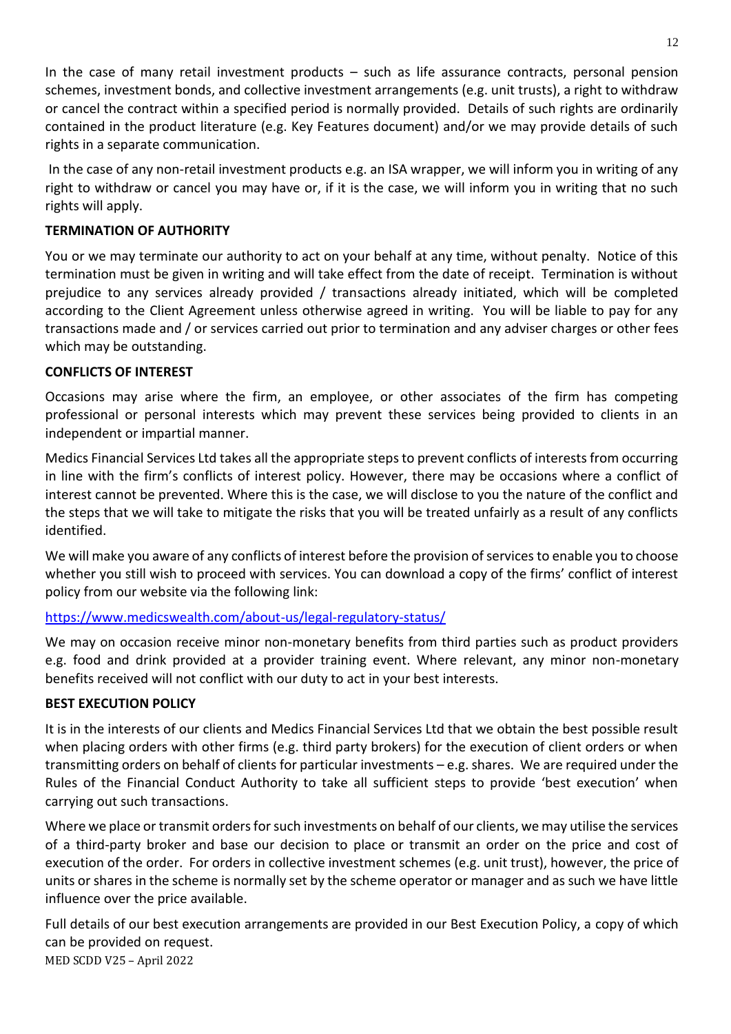In the case of many retail investment products – such as life assurance contracts, personal pension schemes, investment bonds, and collective investment arrangements (e.g. unit trusts), a right to withdraw or cancel the contract within a specified period is normally provided. Details of such rights are ordinarily contained in the product literature (e.g. Key Features document) and/or we may provide details of such rights in a separate communication.

In the case of any non-retail investment products e.g. an ISA wrapper, we will inform you in writing of any right to withdraw or cancel you may have or, if it is the case, we will inform you in writing that no such rights will apply.

**TERMINATION OF AUTHORITY**

You or we may terminate our authority to act on your behalf at any time, without penalty. Notice of this termination must be given in writing and will take effect from the date of receipt. Termination is without prejudice to any services already provided / transactions already initiated, which will be completed according to the Client Agreement unless otherwise agreed in writing. You will be liable to pay for any transactions made and / or services carried out prior to termination and any adviser charges or other fees which may be outstanding.

**CONFLICTS OF INTEREST**

Occasions may arise where the firm, an employee, or other associates of the firm has competing professional or personal interests which may prevent these services being provided to clients in an independent or impartial manner.

Medics Financial Services Ltd takes all the appropriate steps to prevent conflicts of interests from occurring in line with the firm's conflicts of interest policy. However, there may be occasions where a conflict of interest cannot be prevented. Where this is the case, we will disclose to you the nature of the conflict and the steps that we will take to mitigate the risks that you will be treated unfairly as a result of any conflicts identified.

We will make you aware of any conflicts of interest before the provision of services to enable you to choose whether you still wish to proceed with services. You can download a copy of the firms' conflict of interest policy from our website via the following link:

https://www.medicswealth.com/about-us/legal-regulatory-status/

We may on occasion receive minor non-monetary benefits from third parties such as product providers e.g. food and drink provided at a provider training event. Where relevant, any minor non-monetary benefits received will not conflict with our duty to act in your best interests.

**BEST EXECUTION POLICY**

It is in the interests of our clients and Medics Financial Services Ltd that we obtain the best possible result when placing orders with other firms (e.g. third party brokers) for the execution of client orders or when transmitting orders on behalf of clients for particular investments – e.g. shares. We are required under the Rules of the Financial Conduct Authority to take all sufficient steps to provide 'best execution' when carrying out such transactions.

Where we place or transmit orders for such investments on behalf of our clients, we may utilise the services of a third-party broker and base our decision to place or transmit an order on the price and cost of execution of the order. For orders in collective investment schemes (e.g. unit trust), however, the price of units or shares in the scheme is normally set by the scheme operator or manager and as such we have little influence over the price available.

Full details of our best execution arrangements are provided in our Best Execution Policy, a copy of which can be provided on request.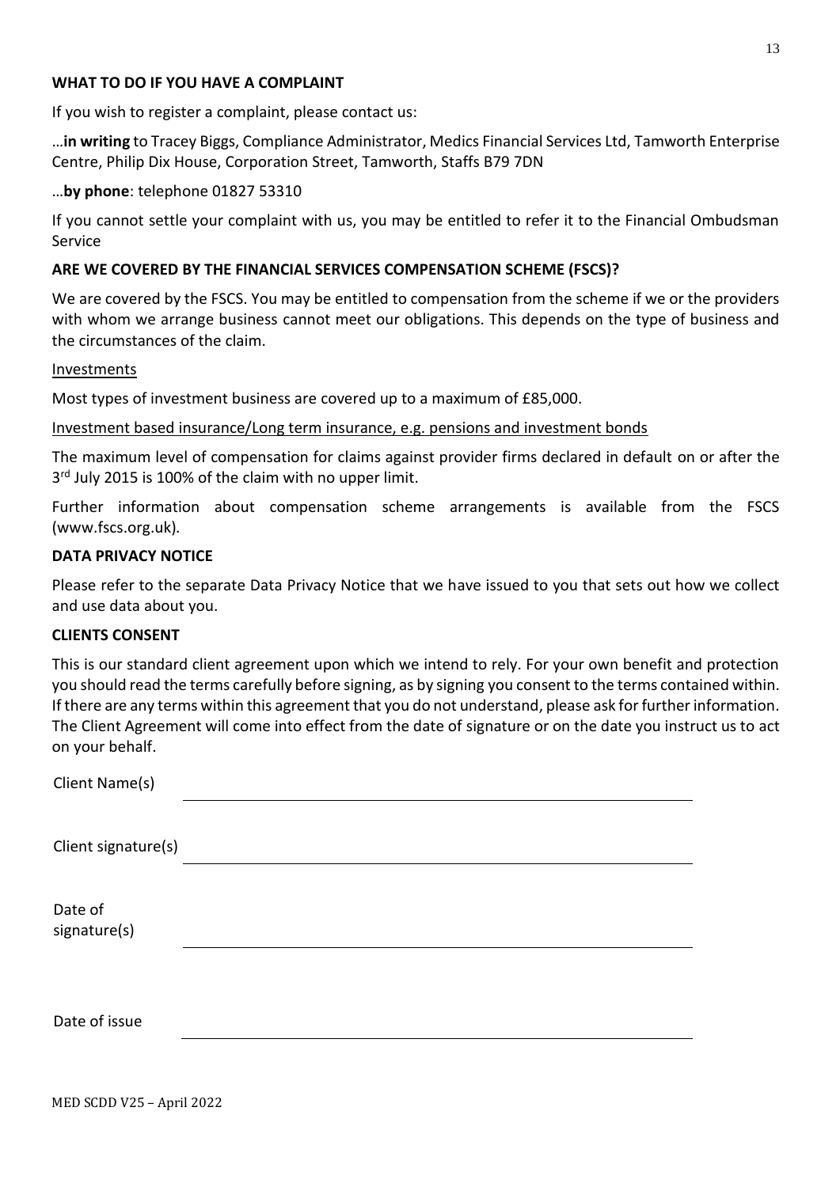**WHAT TO DO IF YOU HAVE A COMPLAINT**

If you wish to register a complaint, please contact us:

…**in writing** to Tracey Biggs, Compliance Administrator, Medics Financial Services Ltd, Tamworth Enterprise Centre, Philip Dix House, Corporation Street, Tamworth, Staffs B79 7DN

…**by phone**: telephone 01827 53310

If you cannot settle your complaint with us, you may be entitled to refer it to the Financial Ombudsman Service

**ARE WE COVERED BY THE FINANCIAL SERVICES COMPENSATION SCHEME (FSCS)?**

We are covered by the FSCS. You may be entitled to compensation from the scheme if we or the providers with whom we arrange business cannot meet our obligations. This depends on the type of business and the circumstances of the claim.

Investments

Most types of investment business are covered up to a maximum of £85,000.

Investment based insurance/Long term insurance, e.g. pensions and investment bonds

The maximum level of compensation for claims against provider firms declared in default on or after the 3rd July 2015 is 100% of the claim with no upper limit.

Further information about compensation scheme arrangements is available from the FSCS (www.fscs.org.uk).

**DATA PRIVACY NOTICE**

Please refer to the separate Data Privacy Notice that we have issued to you that sets out how we collect and use data about you.

**CLIENTS CONSENT**

This is our standard client agreement upon which we intend to rely. For your own benefit and protection you should read the terms carefully before signing, as by signing you consent to the terms contained within. If there are any terms within this agreement that you do not understand, please ask for further information. The Client Agreement will come into effect from the date of signature or on the date you instruct us to act on your behalf.

Client Name(s) \_\_\_\_\_\_\_\_\_\_\_\_\_\_\_\_\_\_\_\_\_\_\_\_\_\_\_\_\_\_\_\_\_\_\_\_\_\_\_\_

Client signature(s) \_\_\_\_\_\_\_\_\_\_\_\_\_\_\_\_\_\_\_\_\_\_\_\_\_\_\_\_\_\_\_\_\_\_\_\_\_\_\_\_

Date of signature(s) \_\_\_\_\_\_\_\_\_\_\_\_\_\_\_\_\_\_\_\_\_\_\_\_\_\_\_\_\_\_\_\_\_\_\_\_\_\_\_\_

Date of issue \_\_\_\_\_\_\_\_\_\_\_\_\_\_\_\_\_\_\_\_\_\_\_\_\_\_\_\_\_\_\_\_\_\_\_\_\_\_\_\_

MED SCDD V25 – April 2022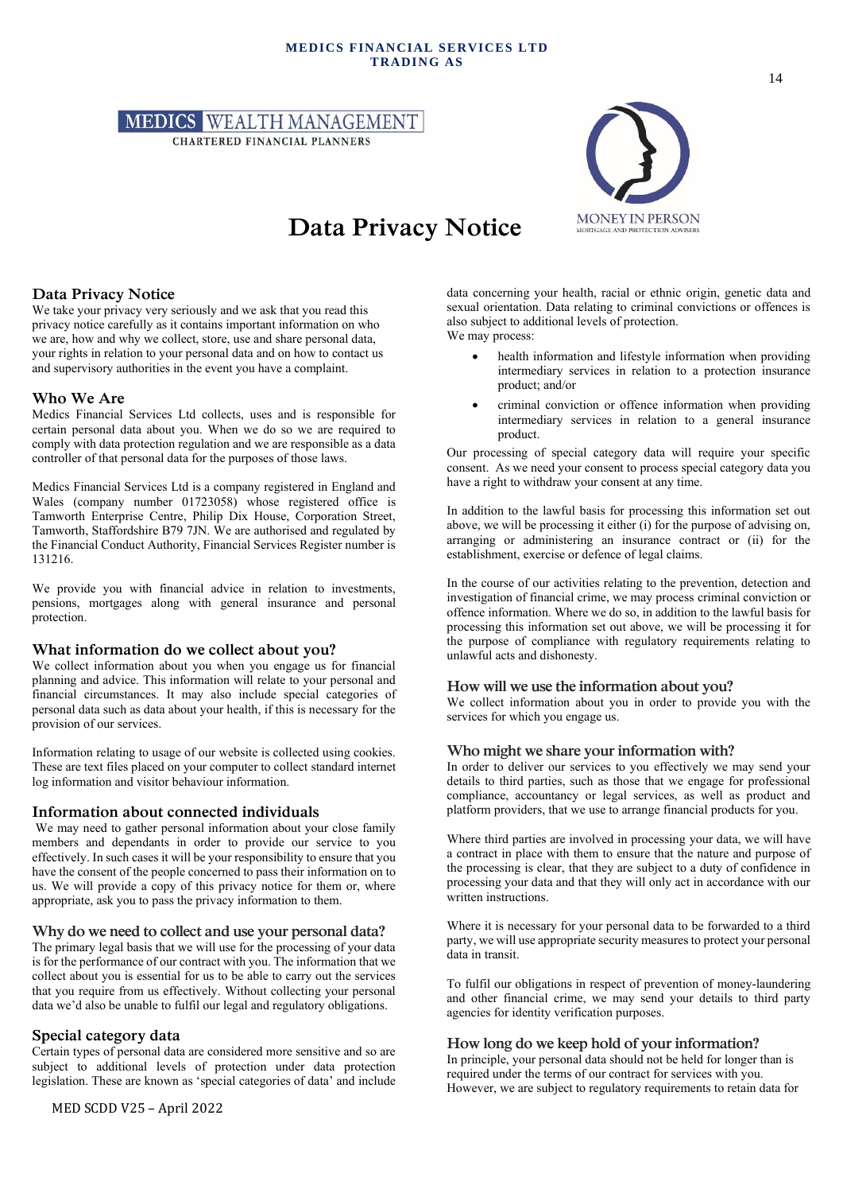**MEDICS FINANCIAL SERVICES LTD**
**TRADING AS**

MEDICS WEALTH MANAGEMENT
CHARTERED FINANCIAL PLANNERS

MONEY IN PERSON
MORTGAGE AND PROTECTION ADVISERS

# Data Privacy Notice

## Data Privacy Notice

We take your privacy very seriously and we ask that you read this privacy notice carefully as it contains important information on who we are, how and why we collect, store, use and share personal data, your rights in relation to your personal data and on how to contact us and supervisory authorities in the event you have a complaint.

## Who We Are

Medics Financial Services Ltd collects, uses and is responsible for certain personal data about you. When we do so we are required to comply with data protection regulation and we are responsible as a data controller of that personal data for the purposes of those laws.

Medics Financial Services Ltd is a company registered in England and Wales (company number 01723058) whose registered office is Tamworth Enterprise Centre, Philip Dix House, Corporation Street, Tamworth, Staffordshire B79 7JN. We are authorised and regulated by the Financial Conduct Authority, Financial Services Register number is 131216.

We provide you with financial advice in relation to investments, pensions, mortgages along with general insurance and personal protection.

## What information do we collect about you?

We collect information about you when you engage us for financial planning and advice. This information will relate to your personal and financial circumstances. It may also include special categories of personal data such as data about your health, if this is necessary for the provision of our services.

Information relating to usage of our website is collected using cookies. These are text files placed on your computer to collect standard internet log information and visitor behaviour information.

## Information about connected individuals

We may need to gather personal information about your close family members and dependants in order to provide our service to you effectively. In such cases it will be your responsibility to ensure that you have the consent of the people concerned to pass their information on to us. We will provide a copy of this privacy notice for them or, where appropriate, ask you to pass the privacy information to them.

## Why do we need to collect and use your personal data?

The primary legal basis that we will use for the processing of your data is for the performance of our contract with you. The information that we collect about you is essential for us to be able to carry out the services that you require from us effectively. Without collecting your personal data we'd also be unable to fulfil our legal and regulatory obligations.

## Special category data

Certain types of personal data are considered more sensitive and so are subject to additional levels of protection under data protection legislation. These are known as 'special categories of data' and include data concerning your health, racial or ethnic origin, genetic data and sexual orientation. Data relating to criminal convictions or offences is also subject to additional levels of protection.

We may process:

- health information and lifestyle information when providing intermediary services in relation to a protection insurance product; and/or
- criminal conviction or offence information when providing intermediary services in relation to a general insurance product.

Our processing of special category data will require your specific consent. As we need your consent to process special category data you have a right to withdraw your consent at any time.

In addition to the lawful basis for processing this information set out above, we will be processing it either (i) for the purpose of advising on, arranging or administering an insurance contract or (ii) for the establishment, exercise or defence of legal claims.

In the course of our activities relating to the prevention, detection and investigation of financial crime, we may process criminal conviction or offence information. Where we do so, in addition to the lawful basis for processing this information set out above, we will be processing it for the purpose of compliance with regulatory requirements relating to unlawful acts and dishonesty.

## How will we use the information about you?

We collect information about you in order to provide you with the services for which you engage us.

## Who might we share your information with?

In order to deliver our services to you effectively we may send your details to third parties, such as those that we engage for professional compliance, accountancy or legal services, as well as product and platform providers, that we use to arrange financial products for you.

Where third parties are involved in processing your data, we will have a contract in place with them to ensure that the nature and purpose of the processing is clear, that they are subject to a duty of confidence in processing your data and that they will only act in accordance with our written instructions.

Where it is necessary for your personal data to be forwarded to a third party, we will use appropriate security measures to protect your personal data in transit.

To fulfil our obligations in respect of prevention of money-laundering and other financial crime, we may send your details to third party agencies for identity verification purposes.

## How long do we keep hold of your information?

In principle, your personal data should not be held for longer than is required under the terms of our contract for services with you. However, we are subject to regulatory requirements to retain data for

MED SCDD V25 – April 2022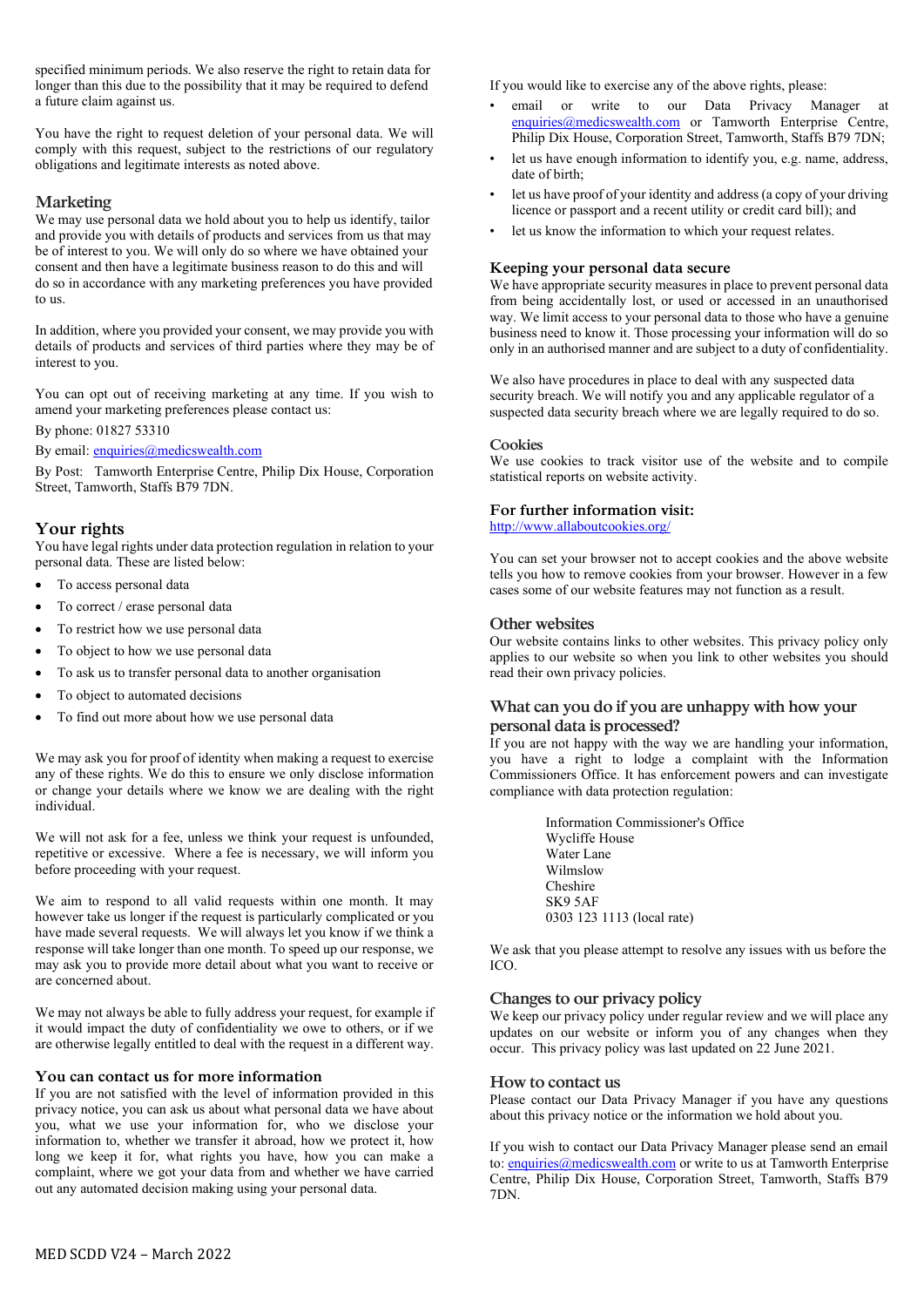specified minimum periods. We also reserve the right to retain data for longer than this due to the possibility that it may be required to defend a future claim against us.

You have the right to request deletion of your personal data. We will comply with this request, subject to the restrictions of our regulatory obligations and legitimate interests as noted above.

## Marketing

We may use personal data we hold about you to help us identify, tailor and provide you with details of products and services from us that may be of interest to you. We will only do so where we have obtained your consent and then have a legitimate business reason to do this and will do so in accordance with any marketing preferences you have provided to us.

In addition, where you provided your consent, we may provide you with details of products and services of third parties where they may be of interest to you.

You can opt out of receiving marketing at any time. If you wish to amend your marketing preferences please contact us:

By phone: 01827 53310

By email: enquiries@medicswealth.com

By Post: Tamworth Enterprise Centre, Philip Dix House, Corporation Street, Tamworth, Staffs B79 7DN.

## Your rights

You have legal rights under data protection regulation in relation to your personal data. These are listed below:

- To access personal data
- To correct / erase personal data
- To restrict how we use personal data
- To object to how we use personal data
- To ask us to transfer personal data to another organisation
- To object to automated decisions
- To find out more about how we use personal data

We may ask you for proof of identity when making a request to exercise any of these rights. We do this to ensure we only disclose information or change your details where we know we are dealing with the right individual.

We will not ask for a fee, unless we think your request is unfounded, repetitive or excessive. Where a fee is necessary, we will inform you before proceeding with your request.

We aim to respond to all valid requests within one month. It may however take us longer if the request is particularly complicated or you have made several requests. We will always let you know if we think a response will take longer than one month. To speed up our response, we may ask you to provide more detail about what you want to receive or are concerned about.

We may not always be able to fully address your request, for example if it would impact the duty of confidentiality we owe to others, or if we are otherwise legally entitled to deal with the request in a different way.

### You can contact us for more information

If you are not satisfied with the level of information provided in this privacy notice, you can ask us about what personal data we have about you, what we use your information for, who we disclose your information to, whether we transfer it abroad, how we protect it, how long we keep it for, what rights you have, how you can make a complaint, where we got your data from and whether we have carried out any automated decision making using your personal data.

If you would like to exercise any of the above rights, please:

- email or write to our Data Privacy Manager at enquiries@medicswealth.com or Tamworth Enterprise Centre, Philip Dix House, Corporation Street, Tamworth, Staffs B79 7DN;
- let us have enough information to identify you, e.g. name, address, date of birth;
- let us have proof of your identity and address (a copy of your driving licence or passport and a recent utility or credit card bill); and
- let us know the information to which your request relates.

### Keeping your personal data secure

We have appropriate security measures in place to prevent personal data from being accidentally lost, or used or accessed in an unauthorised way. We limit access to your personal data to those who have a genuine business need to know it. Those processing your information will do so only in an authorised manner and are subject to a duty of confidentiality.

We also have procedures in place to deal with any suspected data security breach. We will notify you and any applicable regulator of a suspected data security breach where we are legally required to do so.

### Cookies

We use cookies to track visitor use of the website and to compile statistical reports on website activity.

### For further information visit:

http://www.allaboutcookies.org/

You can set your browser not to accept cookies and the above website tells you how to remove cookies from your browser. However in a few cases some of our website features may not function as a result.

### Other websites

Our website contains links to other websites. This privacy policy only applies to our website so when you link to other websites you should read their own privacy policies.

### What can you do if you are unhappy with how your personal data is processed?

If you are not happy with the way we are handling your information, you have a right to lodge a complaint with the Information Commissioners Office. It has enforcement powers and can investigate compliance with data protection regulation:

Information Commissioner's Office
Wycliffe House
Water Lane
Wilmslow
Cheshire
SK9 5AF
0303 123 1113 (local rate)

We ask that you please attempt to resolve any issues with us before the ICO.

### Changes to our privacy policy

We keep our privacy policy under regular review and we will place any updates on our website or inform you of any changes when they occur. This privacy policy was last updated on 22 June 2021.

### How to contact us

Please contact our Data Privacy Manager if you have any questions about this privacy notice or the information we hold about you.

If you wish to contact our Data Privacy Manager please send an email to: enquiries@medicswealth.com or write to us at Tamworth Enterprise Centre, Philip Dix House, Corporation Street, Tamworth, Staffs B79 7DN.

MED SCDD V24 – March 2022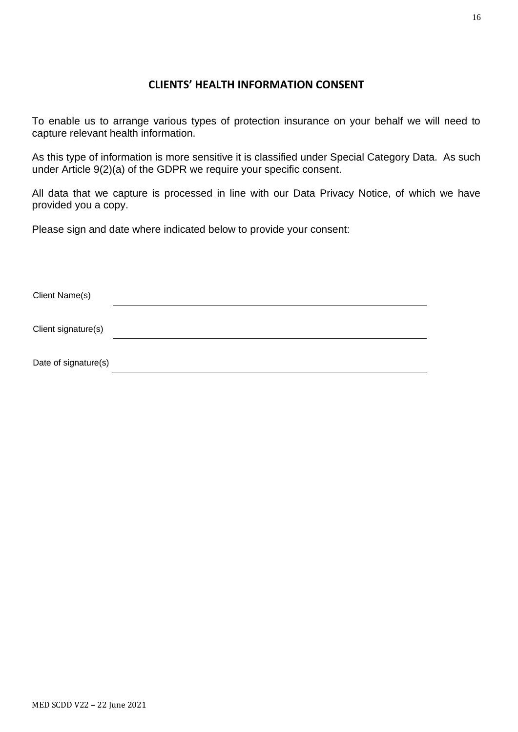## CLIENTS’ HEALTH INFORMATION CONSENT

To enable us to arrange various types of protection insurance on your behalf we will need to capture relevant health information.

As this type of information is more sensitive it is classified under Special Category Data. As such under Article 9(2)(a) of the GDPR we require your specific consent.

All data that we capture is processed in line with our Data Privacy Notice, of which we have provided you a copy.

Please sign and date where indicated below to provide your consent:

Client Name(s) \_\_\_\_\_\_\_\_\_\_\_\_\_\_\_\_\_\_\_\_\_\_\_\_\_\_\_\_\_\_\_\_\_\_\_\_\_\_\_\_

Client signature(s) \_\_\_\_\_\_\_\_\_\_\_\_\_\_\_\_\_\_\_\_\_\_\_\_\_\_\_\_\_\_\_\_\_\_\_\_\_\_\_\_

Date of signature(s) \_\_\_\_\_\_\_\_\_\_\_\_\_\_\_\_\_\_\_\_\_\_\_\_\_\_\_\_\_\_\_\_\_\_\_\_\_\_\_\_

MED SCDD V22 – 22 June 2021